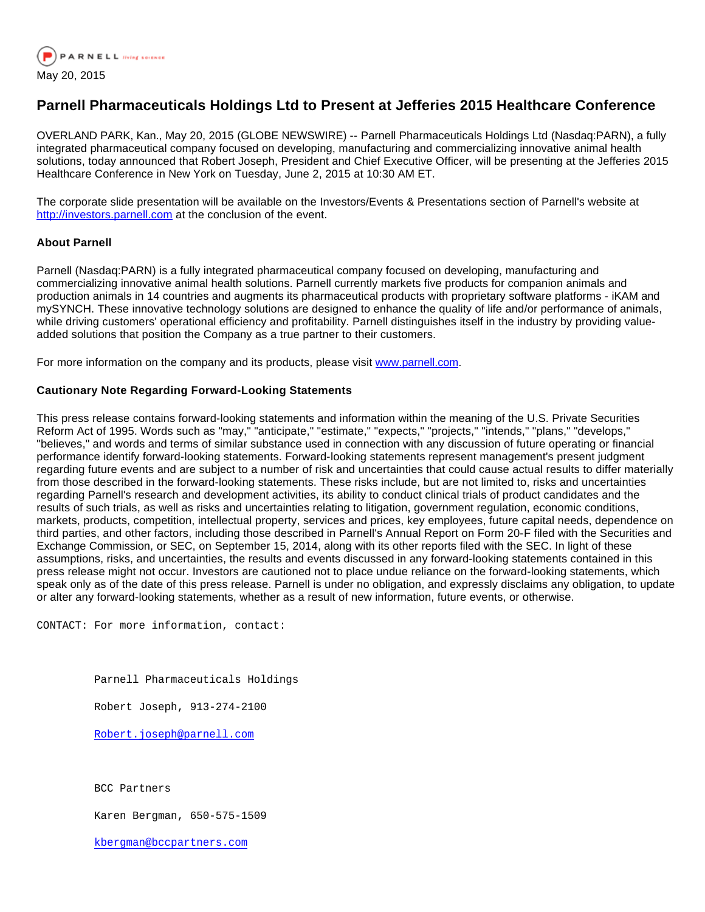May 20, 2015

# Parnell Pharmaceuticals Holdings Ltd to Present at Jefferies 2015 Healthcare Conference

OVERLAND PARK, Kan., May 20, 2015 (GLOBE NEWSWIRE) -- Parnell Pharmaceuticals Holdings Ltd (Nasdaq:PARN), a fully integrated pharmaceutical company focused on developing, manufacturing and commercializing innovative animal health solutions, today announced that Robert Joseph, President and Chief Executive Officer, will be presenting at the Jefferies 2015 Healthcare Conference in New York on Tuesday, June 2, 2015 at 10:30 AM ET.

The corporate slide presentation will be available on the Investors/Events & Presentations section of Parnell's website at http://investors.parnell.com at the conclusion of the event.

**About Parnell**

Parnell (Nasdaq:PARN) is a fully integrated pharmaceutical company focused on developing, manufacturing and commercializing innovative animal health solutions. Parnell currently markets five products for companion animals and production animals in 14 countries and augments its pharmaceutical products with proprietary software platforms - iKAM and mySYNCH. These innovative technology solutions are designed to enhance the quality of life and/or performance of animals, while driving customers' operational efficiency and profitability. Parnell distinguishes itself in the industry by providing value-added solutions that position the Company as a true partner to their customers.

For more information on the company and its products, please visit www.parnell.com.

**Cautionary Note Regarding Forward-Looking Statements**

This press release contains forward-looking statements and information within the meaning of the U.S. Private Securities Reform Act of 1995. Words such as "may," "anticipate," "estimate," "expects," "projects," "intends," "plans," "develops," "believes," and words and terms of similar substance used in connection with any discussion of future operating or financial performance identify forward-looking statements. Forward-looking statements represent management's present judgment regarding future events and are subject to a number of risk and uncertainties that could cause actual results to differ materially from those described in the forward-looking statements. These risks include, but are not limited to, risks and uncertainties regarding Parnell's research and development activities, its ability to conduct clinical trials of product candidates and the results of such trials, as well as risks and uncertainties relating to litigation, government regulation, economic conditions, markets, products, competition, intellectual property, services and prices, key employees, future capital needs, dependence on third parties, and other factors, including those described in Parnell's Annual Report on Form 20-F filed with the Securities and Exchange Commission, or SEC, on September 15, 2014, along with its other reports filed with the SEC. In light of these assumptions, risks, and uncertainties, the results and events discussed in any forward-looking statements contained in this press release might not occur. Investors are cautioned not to place undue reliance on the forward-looking statements, which speak only as of the date of this press release. Parnell is under no obligation, and expressly disclaims any obligation, to update or alter any forward-looking statements, whether as a result of new information, future events, or otherwise.

CONTACT: For more information, contact:

Parnell Pharmaceuticals Holdings

Robert Joseph, 913-274-2100

Robert.joseph@parnell.com

BCC Partners

Karen Bergman, 650-575-1509

kbergman@bccpartners.com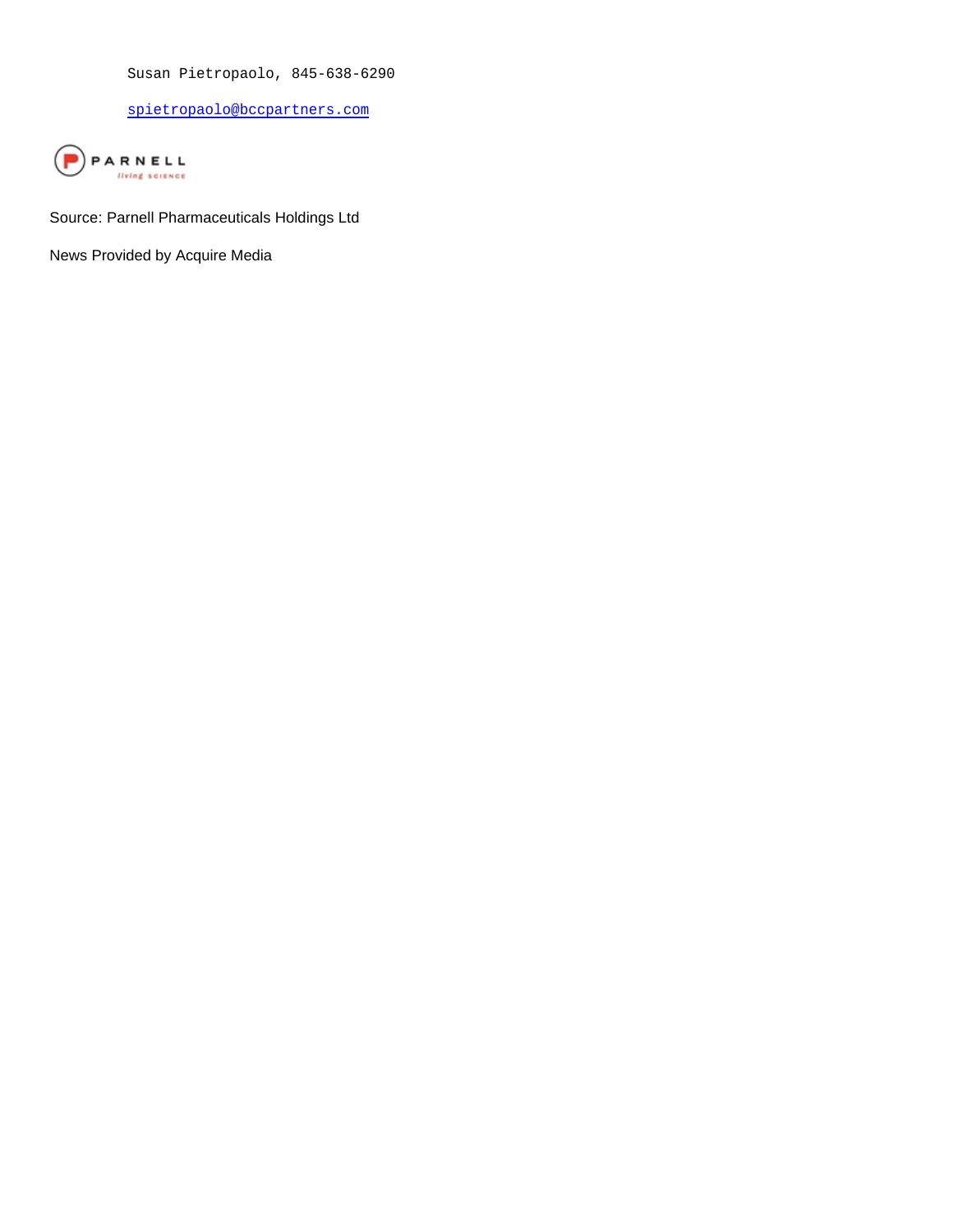Susan Pietropaolo, 845-638-6290

spietropaolo@bccpartners.com

Source: Parnell Pharmaceuticals Holdings Ltd

News Provided by Acquire Media